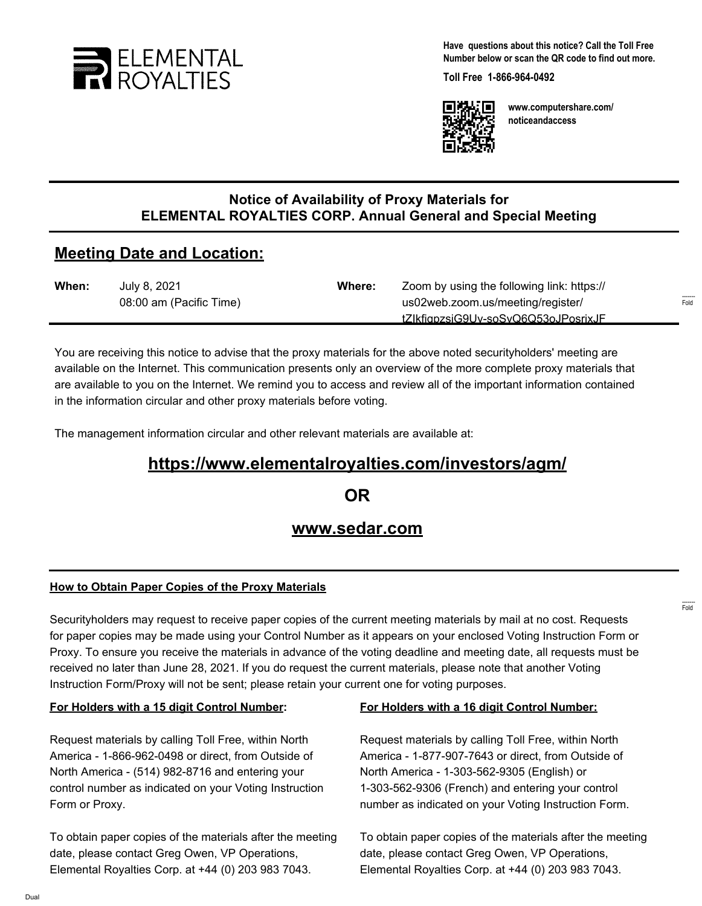ELEMENTAL ROYALTIES

**Have questions about this notice? Call the Toll Free Number below or scan the QR code to find out more.**

**Toll Free 1-866-964-0492**

**www.computershare.com/noticeandaccess**

## Notice of Availability of Proxy Materials for ELEMENTAL ROYALTIES CORP. Annual General and Special Meeting

## Meeting Date and Location:

| | | | |
|---|---|---|---|
| **When:** | July 8, 2021<br>08:00 am (Pacific Time) | **Where:** | Zoom by using the following link: https://us02web.zoom.us/meeting/register/tZIkfigpzsjG9Uy-soSyQ6Q53oJPosrixJF |

You are receiving this notice to advise that the proxy materials for the above noted securityholders' meeting are available on the Internet. This communication presents only an overview of the more complete proxy materials that are available to you on the Internet. We remind you to access and review all of the important information contained in the information circular and other proxy materials before voting.

The management information circular and other relevant materials are available at:

**https://www.elementalroyalties.com/investors/agm/**

**OR**

**www.sedar.com**

### How to Obtain Paper Copies of the Proxy Materials

Securityholders may request to receive paper copies of the current meeting materials by mail at no cost. Requests for paper copies may be made using your Control Number as it appears on your enclosed Voting Instruction Form or Proxy. To ensure you receive the materials in advance of the voting deadline and meeting date, all requests must be received no later than June 28, 2021. If you do request the current materials, please note that another Voting Instruction Form/Proxy will not be sent; please retain your current one for voting purposes.

**For Holders with a 15 digit Control Number:**

Request materials by calling Toll Free, within North America - 1-866-962-0498 or direct, from Outside of North America - (514) 982-8716 and entering your control number as indicated on your Voting Instruction Form or Proxy.

To obtain paper copies of the materials after the meeting date, please contact Greg Owen, VP Operations, Elemental Royalties Corp. at +44 (0) 203 983 7043.

**For Holders with a 16 digit Control Number:**

Request materials by calling Toll Free, within North America - 1-877-907-7643 or direct, from Outside of North America - 1-303-562-9305 (English) or 1-303-562-9306 (French) and entering your control number as indicated on your Voting Instruction Form.

To obtain paper copies of the materials after the meeting date, please contact Greg Owen, VP Operations, Elemental Royalties Corp. at +44 (0) 203 983 7043.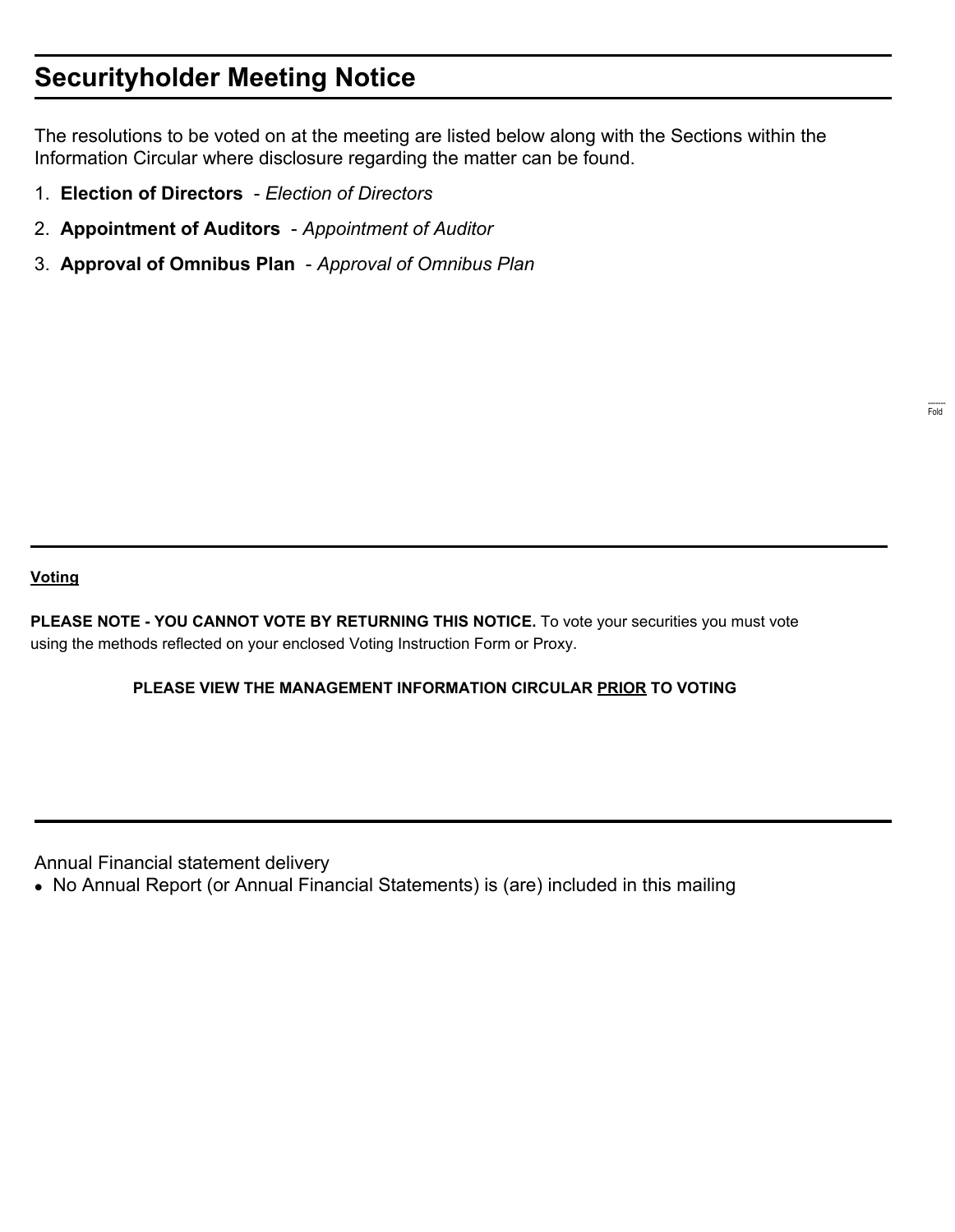## Securityholder Meeting Notice

The resolutions to be voted on at the meeting are listed below along with the Sections within the Information Circular where disclosure regarding the matter can be found.

1. **Election of Directors** - *Election of Directors*
2. **Appointment of Auditors** - *Appointment of Auditor*
3. **Approval of Omnibus Plan** - *Approval of Omnibus Plan*

**Voting**

**PLEASE NOTE - YOU CANNOT VOTE BY RETURNING THIS NOTICE.** To vote your securities you must vote using the methods reflected on your enclosed Voting Instruction Form or Proxy.

**PLEASE VIEW THE MANAGEMENT INFORMATION CIRCULAR PRIOR TO VOTING**

Annual Financial statement delivery

- No Annual Report (or Annual Financial Statements) is (are) included in this mailing